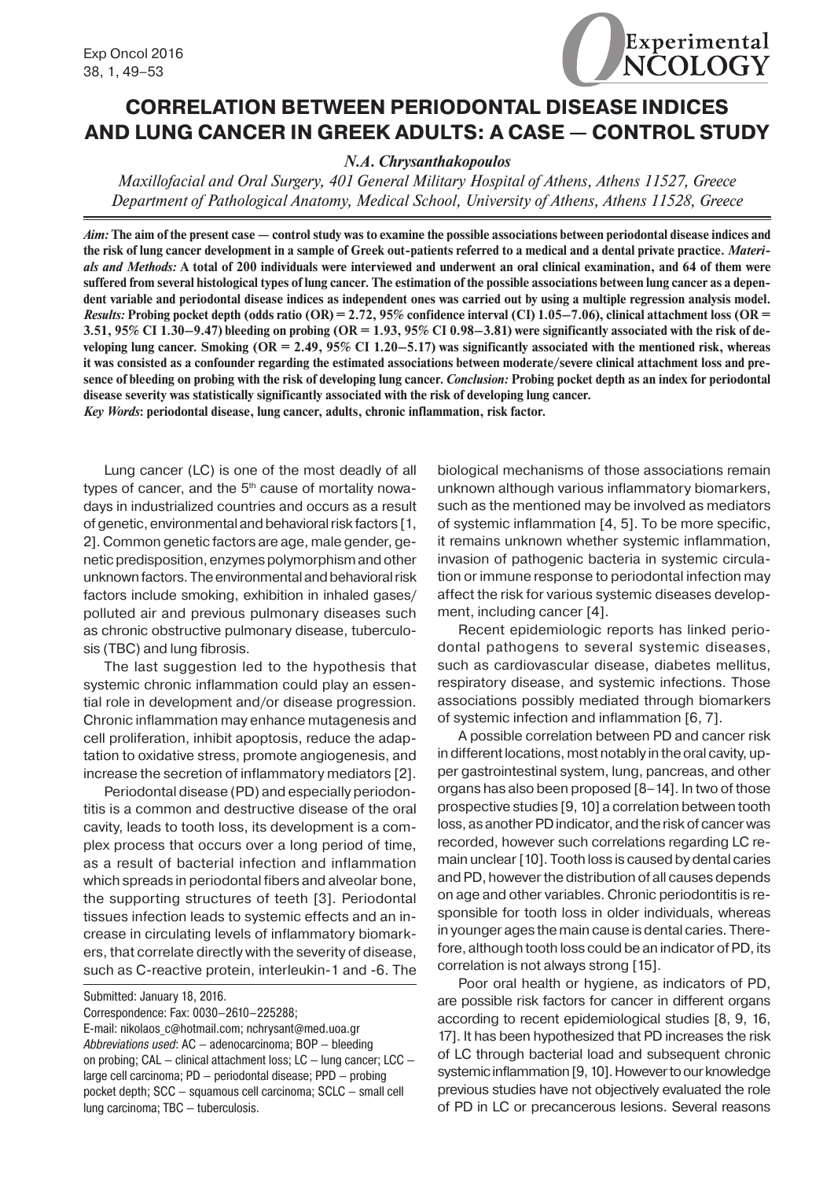# CORRELATION BETWEEN PERIODONTAL DISEASE INDICES AND LUNG CANCER IN GREEK ADULTS: A CASE — CONTROL STUDY

*N.A. Chrysanthakopoulos*

*Maxillofacial and Oral Surgery, 401 General Military Hospital of Athens, Athens 11527, Greece*
*Department of Pathological Anatomy, Medical School, University of Athens, Athens 11528, Greece*

***Aim:*** **The aim of the present case — control study was to examine the possible associations between periodontal disease indices and the risk of lung cancer development in a sample of Greek out-patients referred to a medical and a dental private practice.** ***Materials and Methods:*** **A total of 200 individuals were interviewed and underwent an oral clinical examination, and 64 of them were suffered from several histological types of lung cancer. The estimation of the possible associations between lung cancer as a dependent variable and periodontal disease indices as independent ones was carried out by using a multiple regression analysis model.** ***Results:*** **Probing pocket depth (odds ratio (OR) = 2.72, 95% confidence interval (CI) 1.05–7.06), clinical attachment loss (OR = 3.51, 95% CI 1.30–9.47) bleeding on probing (OR = 1.93, 95% CI 0.98–3.81) were significantly associated with the risk of developing lung cancer. Smoking (OR = 2.49, 95% CI 1.20–5.17) was significantly associated with the mentioned risk, whereas it was consisted as a confounder regarding the estimated associations between moderate/severe clinical attachment loss and presence of bleeding on probing with the risk of developing lung cancer.** ***Conclusion:*** **Probing pocket depth as an index for periodontal disease severity was statistically significantly associated with the risk of developing lung cancer.**

***Key Words*****: periodontal disease, lung cancer, adults, chronic inflammation, risk factor.**

Lung cancer (LC) is one of the most deadly of all types of cancer, and the 5[th] cause of mortality nowadays in industrialized countries and occurs as a result of genetic, environmental and behavioral risk factors [1, 2]. Common genetic factors are age, male gender, genetic predisposition, enzymes polymorphism and other unknown factors. The environmental and behavioral risk factors include smoking, exhibition in inhaled gases/polluted air and previous pulmonary diseases such as chronic obstructive pulmonary disease, tuberculosis (TBC) and lung fibrosis.

The last suggestion led to the hypothesis that systemic chronic inflammation could play an essential role in development and/or disease progression. Chronic inflammation may enhance mutagenesis and cell proliferation, inhibit apoptosis, reduce the adaptation to oxidative stress, promote angiogenesis, and increase the secretion of inflammatory mediators [2].

Periodontal disease (PD) and especially periodontitis is a common and destructive disease of the oral cavity, leads to tooth loss, its development is a complex process that occurs over a long period of time, as a result of bacterial infection and inflammation which spreads in periodontal fibers and alveolar bone, the supporting structures of teeth [3]. Periodontal tissues infection leads to systemic effects and an increase in circulating levels of inflammatory biomarkers, that correlate directly with the severity of disease, such as C-reactive protein, interleukin-1 and -6. The biological mechanisms of those associations remain unknown although various inflammatory biomarkers, such as the mentioned may be involved as mediators of systemic inflammation [4, 5]. To be more specific, it remains unknown whether systemic inflammation, invasion of pathogenic bacteria in systemic circulation or immune response to periodontal infection may affect the risk for various systemic diseases development, including cancer [4].

Recent epidemiologic reports has linked periodontal pathogens to several systemic diseases, such as cardiovascular disease, diabetes mellitus, respiratory disease, and systemic infections. Those associations possibly mediated through biomarkers of systemic infection and inflammation [6, 7].

A possible correlation between PD and cancer risk in different locations, most notably in the oral cavity, upper gastrointestinal system, lung, pancreas, and other organs has also been proposed [8–14]. In two of those prospective studies [9, 10] a correlation between tooth loss, as another PD indicator, and the risk of cancer was recorded, however such correlations regarding LC remain unclear [10]. Tooth loss is caused by dental caries and PD, however the distribution of all causes depends on age and other variables. Chronic periodontitis is responsible for tooth loss in older individuals, whereas in younger ages the main cause is dental caries. Therefore, although tooth loss could be an indicator of PD, its correlation is not always strong [15].

Poor oral health or hygiene, as indicators of PD, are possible risk factors for cancer in different organs according to recent epidemiological studies [8, 9, 16, 17]. It has been hypothesized that PD increases the risk of LC through bacterial load and subsequent chronic systemic inflammation [9, 10]. However to our knowledge previous studies have not objectively evaluated the role of PD in LC or precancerous lesions. Several reasons

Submitted: January 18, 2016.
Correspondence: Fax: 0030–2610–225288;
E-mail: nikolaos_c@hotmail.com; nchrysant@med.uoa.gr
*Abbreviations used*: AC – adenocarcinoma; BOP – bleeding on probing; CAL – clinical attachment loss; LC – lung cancer; LCC – large cell carcinoma; PD – periodontal disease; PPD – probing pocket depth; SCC – squamous cell carcinoma; SCLC – small cell lung carcinoma; TBC – tuberculosis.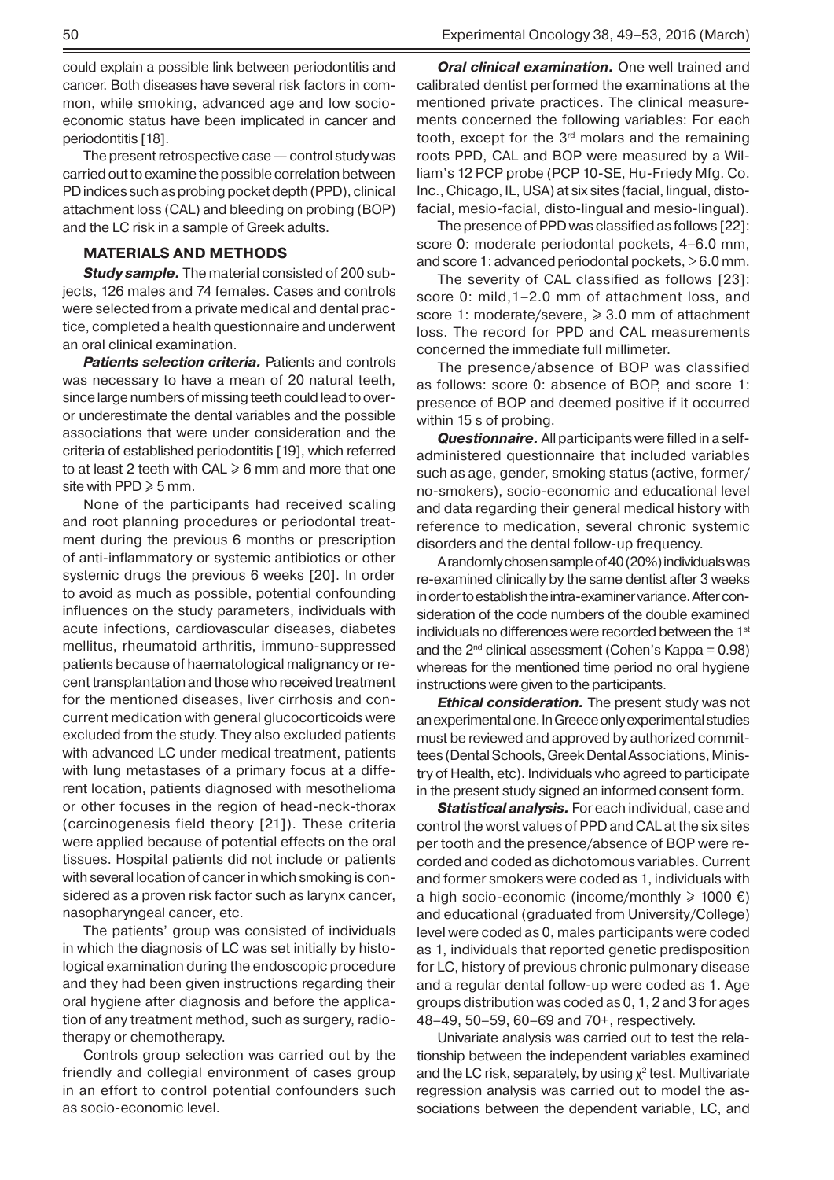could explain a possible link between periodontitis and cancer. Both diseases have several risk factors in common, while smoking, advanced age and low socio-economic status have been implicated in cancer and periodontitis [18].

The present retrospective case — control study was carried out to examine the possible correlation between PD indices such as probing pocket depth (PPD), clinical attachment loss (CAL) and bleeding on probing (BOP) and the LC risk in a sample of Greek adults.

## MATERIALS AND METHODS

***Study sample.*** The material consisted of 200 subjects, 126 males and 74 females. Cases and controls were selected from a private medical and dental practice, completed a health questionnaire and underwent an oral clinical examination.

***Patients selection criteria.*** Patients and controls was necessary to have a mean of 20 natural teeth, since large numbers of missing teeth could lead to over- or underestimate the dental variables and the possible associations that were under consideration and the criteria of established periodontitis [19], which referred to at least 2 teeth with CAL ⩾ 6 mm and more that one site with PPD ⩾ 5 mm.

None of the participants had received scaling and root planning procedures or periodontal treatment during the previous 6 months or prescription of anti-inflammatory or systemic antibiotics or other systemic drugs the previous 6 weeks [20]. In order to avoid as much as possible, potential confounding influences on the study parameters, individuals with acute infections, cardiovascular diseases, diabetes mellitus, rheumatoid arthritis, immuno-suppressed patients because of haematological malignancy or recent transplantation and those who received treatment for the mentioned diseases, liver cirrhosis and concurrent medication with general glucocorticoids were excluded from the study. They also excluded patients with advanced LC under medical treatment, patients with lung metastases of a primary focus at a different location, patients diagnosed with mesothelioma or other focuses in the region of head-neck-thorax (carcinogenesis field theory [21]). These criteria were applied because of potential effects on the oral tissues. Hospital patients did not include or patients with several location of cancer in which smoking is considered as a proven risk factor such as larynx cancer, nasopharyngeal cancer, etc.

The patients' group was consisted of individuals in which the diagnosis of LC was set initially by histological examination during the endoscopic procedure and they had been given instructions regarding their oral hygiene after diagnosis and before the application of any treatment method, such as surgery, radiotherapy or chemotherapy.

Controls group selection was carried out by the friendly and collegial environment of cases group in an effort to control potential confounders such as socio-economic level.

***Oral clinical examination.*** One well trained and calibrated dentist performed the examinations at the mentioned private practices. The clinical measurements concerned the following variables: For each tooth, except for the 3rd molars and the remaining roots PPD, CAL and BOP were measured by a William's 12 PCP probe (PCP 10-SE, Hu-Friedy Mfg. Co. Inc., Chicago, IL, USA) at six sites (facial, lingual, disto-facial, mesio-facial, disto-lingual and mesio-lingual).

The presence of PPD was classified as follows [22]: score 0: moderate periodontal pockets, 4–6.0 mm, and score 1: advanced periodontal pockets, > 6.0 mm.

The severity of CAL classified as follows [23]: score 0: mild, 1–2.0 mm of attachment loss, and score 1: moderate/severe, ⩾ 3.0 mm of attachment loss. The record for PPD and CAL measurements concerned the immediate full millimeter.

The presence/absence of BOP was classified as follows: score 0: absence of BOP, and score 1: presence of BOP and deemed positive if it occurred within 15 s of probing.

***Questionnaire.*** All participants were filled in a self-administered questionnaire that included variables such as age, gender, smoking status (active, former/no-smokers), socio-economic and educational level and data regarding their general medical history with reference to medication, several chronic systemic disorders and the dental follow-up frequency.

A randomly chosen sample of 40 (20%) individuals was re-examined clinically by the same dentist after 3 weeks in order to establish the intra-examiner variance. After consideration of the code numbers of the double examined individuals no differences were recorded between the 1st and the 2nd clinical assessment (Cohen's Kappa = 0.98) whereas for the mentioned time period no oral hygiene instructions were given to the participants.

***Ethical consideration.*** The present study was not an experimental one. In Greece only experimental studies must be reviewed and approved by authorized committees (Dental Schools, Greek Dental Associations, Ministry of Health, etc). Individuals who agreed to participate in the present study signed an informed consent form.

***Statistical analysis.*** For each individual, case and control the worst values of PPD and CAL at the six sites per tooth and the presence/absence of BOP were recorded and coded as dichotomous variables. Current and former smokers were coded as 1, individuals with a high socio-economic (income/monthly ⩾ 1000 €) and educational (graduated from University/College) level were coded as 0, males participants were coded as 1, individuals that reported genetic predisposition for LC, history of previous chronic pulmonary disease and a regular dental follow-up were coded as 1. Age groups distribution was coded as 0, 1, 2 and 3 for ages 48–49, 50–59, 60–69 and 70+, respectively.

Univariate analysis was carried out to test the relationship between the independent variables examined and the LC risk, separately, by using $\chi^2$ test. Multivariate regression analysis was carried out to model the associations between the dependent variable, LC, and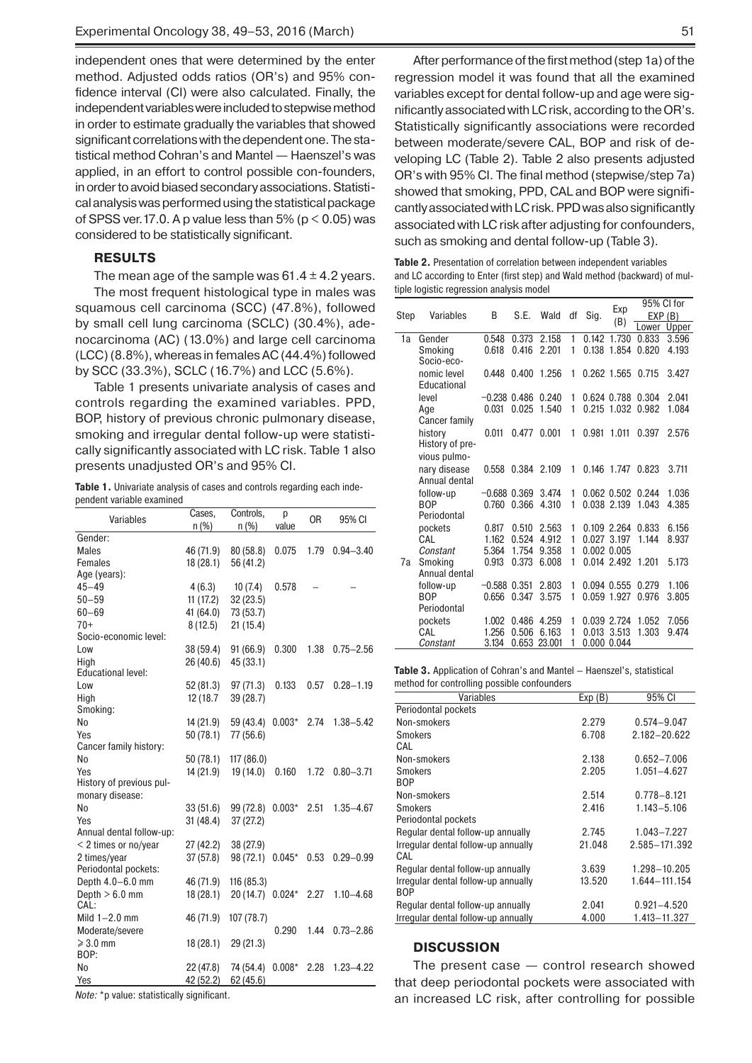independent ones that were determined by the enter method. Adjusted odds ratios (OR's) and 95% confidence interval (CI) were also calculated. Finally, the independent variables were included to stepwise method in order to estimate gradually the variables that showed significant correlations with the dependent one. The statistical method Cohran's and Mantel — Haenszel's was applied, in an effort to control possible con-founders, in order to avoid biased secondary associations. Statistical analysis was performed using the statistical package of SPSS ver. 17.0. A p value less than 5% ($p < 0.05$) was considered to be statistically significant.

## RESULTS

The mean age of the sample was 61.4 ± 4.2 years.

The most frequent histological type in males was squamous cell carcinoma (SCC) (47.8%), followed by small cell lung carcinoma (SCLC) (30.4%), adenocarcinoma (AC) (13.0%) and large cell carcinoma (LCC) (8.8%), whereas in females AC (44.4%) followed by SCC (33.3%), SCLC (16.7%) and LCC (5.6%).

Table 1 presents univariate analysis of cases and controls regarding the examined variables. PPD, BOP, history of previous chronic pulmonary disease, smoking and irregular dental follow-up were statistically significantly associated with LC risk. Table 1 also presents unadjusted OR's and 95% CI.

**Table 1.** Univariate analysis of cases and controls regarding each independent variable examined

| Variables | Cases, n (%) | Controls, n (%) | p value | OR | 95% CI |
|---|---|---|---|---|---|
| Gender: | | | | | |
| Males | 46 (71.9) | 80 (58.8) | 0.075 | 1.79 | 0.94–3.40 |
| Females | 18 (28.1) | 56 (41.2) | | | |
| Age (years): | | | | | |
| 45–49 | 4 (6.3) | 10 (7.4) | 0.578 | – | – |
| 50–59 | 11 (17.2) | 32 (23.5) | | | |
| 60–69 | 41 (64.0) | 73 (53.7) | | | |
| 70+ | 8 (12.5) | 21 (15.4) | | | |
| Socio-economic level: | | | | | |
| Low | 38 (59.4) | 91 (66.9) | 0.300 | 1.38 | 0.75–2.56 |
| High | 26 (40.6) | 45 (33.1) | | | |
| Educational level: | | | | | |
| Low | 52 (81.3) | 97 (71.3) | 0.133 | 0.57 | 0.28–1.19 |
| High | 12 (18.7 | 39 (28.7) | | | |
| Smoking: | | | | | |
| No | 14 (21.9) | 59 (43.4) | 0.003* | 2.74 | 1.38–5.42 |
| Yes | 50 (78.1) | 77 (56.6) | | | |
| Cancer family history: | | | | | |
| No | 50 (78.1) | 117 (86.0) | | | |
| Yes | 14 (21.9) | 19 (14.0) | 0.160 | 1.72 | 0.80–3.71 |
| History of previous pulmonary disease: | | | | | |
| No | 33 (51.6) | 99 (72.8) | 0.003* | 2.51 | 1.35–4.67 |
| Yes | 31 (48.4) | 37 (27.2) | | | |
| Annual dental follow-up: | | | | | |
| < 2 times or no/year | 27 (42.2) | 38 (27.9) | | | |
| 2 times/year | 37 (57.8) | 98 (72.1) | 0.045* | 0.53 | 0.29–0.99 |
| Periodontal pockets: | | | | | |
| Depth 4.0–6.0 mm | 46 (71.9) | 116 (85.3) | | | |
| Depth > 6.0 mm | 18 (28.1) | 20 (14.7) | 0.024* | 2.27 | 1.10–4.68 |
| CAL: | | | | | |
| Mild 1–2.0 mm | 46 (71.9) | 107 (78.7) | | | |
| Moderate/severe ⩾ 3.0 mm | 18 (28.1) | 29 (21.3) | 0.290 | 1.44 | 0.73–2.86 |
| BOP: | | | | | |
| No | 22 (47.8) | 74 (54.4) | 0.008* | 2.28 | 1.23–4.22 |
| Yes | 42 (52.2) | 62 (45.6) | | | |

*Note:* *p value: statistically significant.

After performance of the first method (step 1a) of the regression model it was found that all the examined variables except for dental follow-up and age were significantly associated with LC risk, according to the OR's. Statistically significantly associations were recorded between moderate/severe CAL, BOP and risk of developing LC (Table 2). Table 2 also presents adjusted OR's with 95% CI. The final method (stepwise/step 7a) showed that smoking, PPD, CAL and BOP were significantly associated with LC risk. PPD was also significantly associated with LC risk after adjusting for confounders, such as smoking and dental follow-up (Table 3).

**Table 2.** Presentation of correlation between independent variables and LC according to Enter (first step) and Wald method (backward) of multiple logistic regression analysis model

| Step | Variables | B | S.E. | Wald | df | Sig. | Exp (B) | 95% CI for EXP (B) | |
|---|---|---|---|---|---|---|---|---|---|
| | | | | | | | | Lower | Upper |
| 1a | Gender | 0.548 | 0.373 | 2.158 | 1 | 0.142 | 1.730 | 0.833 | 3.596 |
| | Smoking | 0.618 | 0.416 | 2.201 | 1 | 0.138 | 1.854 | 0.820 | 4.193 |
| | Socio-economic level | 0.448 | 0.400 | 1.256 | 1 | 0.262 | 1.565 | 0.715 | 3.427 |
| | Educational level | −0.238 | 0.486 | 0.240 | 1 | 0.624 | 0.788 | 0.304 | 2.041 |
| | Age | 0.031 | 0.025 | 1.540 | 1 | 0.215 | 1.032 | 0.982 | 1.084 |
| | Cancer family history | 0.011 | 0.477 | 0.001 | 1 | 0.981 | 1.011 | 0.397 | 2.576 |
| | History of previous pulmonary disease | 0.558 | 0.384 | 2.109 | 1 | 0.146 | 1.747 | 0.823 | 3.711 |
| | Annual dental follow-up | −0.688 | 0.369 | 3.474 | 1 | 0.062 | 0.502 | 0.244 | 1.036 |
| | BOP | 0.760 | 0.366 | 4.310 | 1 | 0.038 | 2.139 | 1.043 | 4.385 |
| | Periodontal pockets | 0.817 | 0.510 | 2.563 | 1 | 0.109 | 2.264 | 0.833 | 6.156 |
| | CAL | 1.162 | 0.524 | 4.912 | 1 | 0.027 | 3.197 | 1.144 | 8.937 |
| | *Constant* | 5.364 | 1.754 | 9.358 | 1 | 0.002 | 0.005 | | |
| 7a | Smoking | 0.913 | 0.373 | 6.008 | 1 | 0.014 | 2.492 | 1.201 | 5.173 |
| | Annual dental follow-up | −0.588 | 0.351 | 2.803 | 1 | 0.094 | 0.555 | 0.279 | 1.106 |
| | BOP | 0.656 | 0.347 | 3.575 | 1 | 0.059 | 1.927 | 0.976 | 3.805 |
| | Periodontal pockets | 1.002 | 0.486 | 4.259 | 1 | 0.039 | 2.724 | 1.052 | 7.056 |
| | CAL | 1.256 | 0.506 | 6.163 | 1 | 0.013 | 3.513 | 1.303 | 9.474 |
| | *Constant* | 3.134 | 0.653 | 23.001 | 1 | 0.000 | 0.044 | | |

**Table 3.** Application of Cohran's and Mantel — Haenszel's, statistical method for controlling possible confounders

| Variables | Exp (B) | 95% CI |
|---|---|---|
| Periodontal pockets | | |
| Non-smokers | 2.279 | 0.574–9.047 |
| Smokers | 6.708 | 2.182–20.622 |
| CAL | | |
| Non-smokers | 2.138 | 0.652–7.006 |
| Smokers | 2.205 | 1.051–4.627 |
| BOP | | |
| Non-smokers | 2.514 | 0.778–8.121 |
| Smokers | 2.416 | 1.143–5.106 |
| Periodontal pockets | | |
| Regular dental follow-up annually | 2.745 | 1.043–7.227 |
| Irregular dental follow-up annually | 21.048 | 2.585–171.392 |
| CAL | | |
| Regular dental follow-up annually | 3.639 | 1.298–10.205 |
| Irregular dental follow-up annually | 13.520 | 1.644–111.154 |
| BOP | | |
| Regular dental follow-up annually | 2.041 | 0.921–4.520 |
| Irregular dental follow-up annually | 4.000 | 1.413–11.327 |

## DISCUSSION

The present case — control research showed that deep periodontal pockets were associated with an increased LC risk, after controlling for possible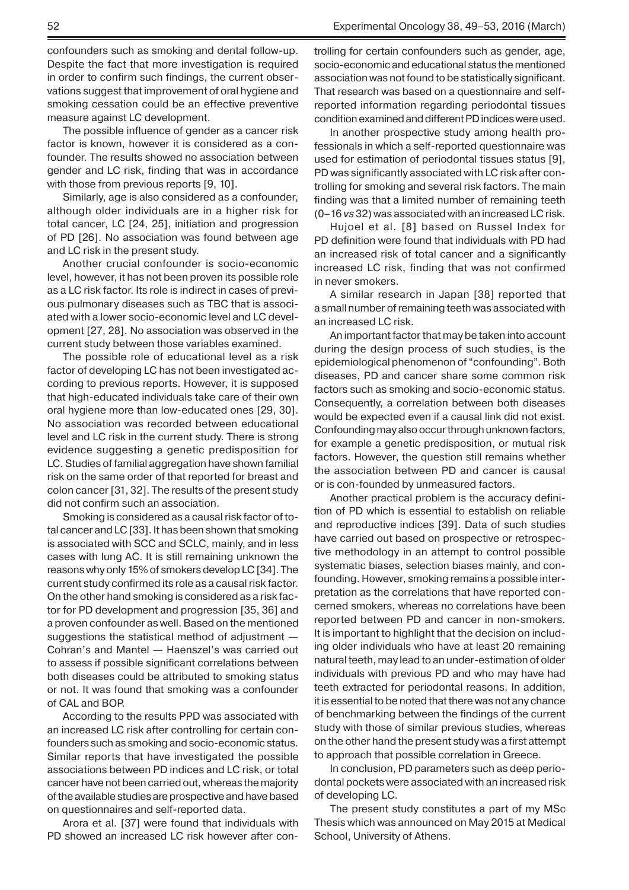confounders such as smoking and dental follow-up. Despite the fact that more investigation is required in order to confirm such findings, the current observations suggest that improvement of oral hygiene and smoking cessation could be an effective preventive measure against LC development.

The possible influence of gender as a cancer risk factor is known, however it is considered as a confounder. The results showed no association between gender and LC risk, finding that was in accordance with those from previous reports [9, 10].

Similarly, age is also considered as a confounder, although older individuals are in a higher risk for total cancer, LC [24, 25], initiation and progression of PD [26]. No association was found between age and LC risk in the present study.

Another crucial confounder is socio-economic level, however, it has not been proven its possible role as a LC risk factor. Its role is indirect in cases of previous pulmonary diseases such as TBC that is associated with a lower socio-economic level and LC development [27, 28]. No association was observed in the current study between those variables examined.

The possible role of educational level as a risk factor of developing LC has not been investigated according to previous reports. However, it is supposed that high-educated individuals take care of their own oral hygiene more than low-educated ones [29, 30]. No association was recorded between educational level and LC risk in the current study. There is strong evidence suggesting a genetic predisposition for LC. Studies of familial aggregation have shown familial risk on the same order of that reported for breast and colon cancer [31, 32]. The results of the present study did not confirm such an association.

Smoking is considered as a causal risk factor of total cancer and LC [33]. It has been shown that smoking is associated with SCC and SCLC, mainly, and in less cases with lung AC. It is still remaining unknown the reasons why only 15% of smokers develop LC [34]. The current study confirmed its role as a causal risk factor. On the other hand smoking is considered as a risk factor for PD development and progression [35, 36] and a proven confounder as well. Based on the mentioned suggestions the statistical method of adjustment — Cohran's and Mantel — Haenszel's was carried out to assess if possible significant correlations between both diseases could be attributed to smoking status or not. It was found that smoking was a confounder of CAL and BOP.

According to the results PPD was associated with an increased LC risk after controlling for certain confounders such as smoking and socio-economic status. Similar reports that have investigated the possible associations between PD indices and LC risk, or total cancer have not been carried out, whereas the majority of the available studies are prospective and have based on questionnaires and self-reported data.

Arora et al. [37] were found that individuals with PD showed an increased LC risk however after controlling for certain confounders such as gender, age, socio-economic and educational status the mentioned association was not found to be statistically significant. That research was based on a questionnaire and self-reported information regarding periodontal tissues condition examined and different PD indices were used.

In another prospective study among health professionals in which a self-reported questionnaire was used for estimation of periodontal tissues status [9], PD was significantly associated with LC risk after controlling for smoking and several risk factors. The main finding was that a limited number of remaining teeth (0–16 *vs* 32) was associated with an increased LC risk.

Hujoel et al. [8] based on Russel Index for PD definition were found that individuals with PD had an increased risk of total cancer and a significantly increased LC risk, finding that was not confirmed in never smokers.

A similar research in Japan [38] reported that a small number of remaining teeth was associated with an increased LC risk.

An important factor that may be taken into account during the design process of such studies, is the epidemiological phenomenon of "confounding". Both diseases, PD and cancer share some common risk factors such as smoking and socio-economic status. Consequently, a correlation between both diseases would be expected even if a causal link did not exist. Confounding may also occur through unknown factors, for example a genetic predisposition, or mutual risk factors. However, the question still remains whether the association between PD and cancer is causal or is con-founded by unmeasured factors.

Another practical problem is the accuracy definition of PD which is essential to establish on reliable and reproductive indices [39]. Data of such studies have carried out based on prospective or retrospective methodology in an attempt to control possible systematic biases, selection biases mainly, and confounding. However, smoking remains a possible interpretation as the correlations that have reported concerned smokers, whereas no correlations have been reported between PD and cancer in non-smokers. It is important to highlight that the decision on including older individuals who have at least 20 remaining natural teeth, may lead to an under-estimation of older individuals with previous PD and who may have had teeth extracted for periodontal reasons. In addition, it is essential to be noted that there was not any chance of benchmarking between the findings of the current study with those of similar previous studies, whereas on the other hand the present study was a first attempt to approach that possible correlation in Greece.

In conclusion, PD parameters such as deep periodontal pockets were associated with an increased risk of developing LC.

The present study constitutes a part of my MSc Thesis which was announced on May 2015 at Medical School, University of Athens.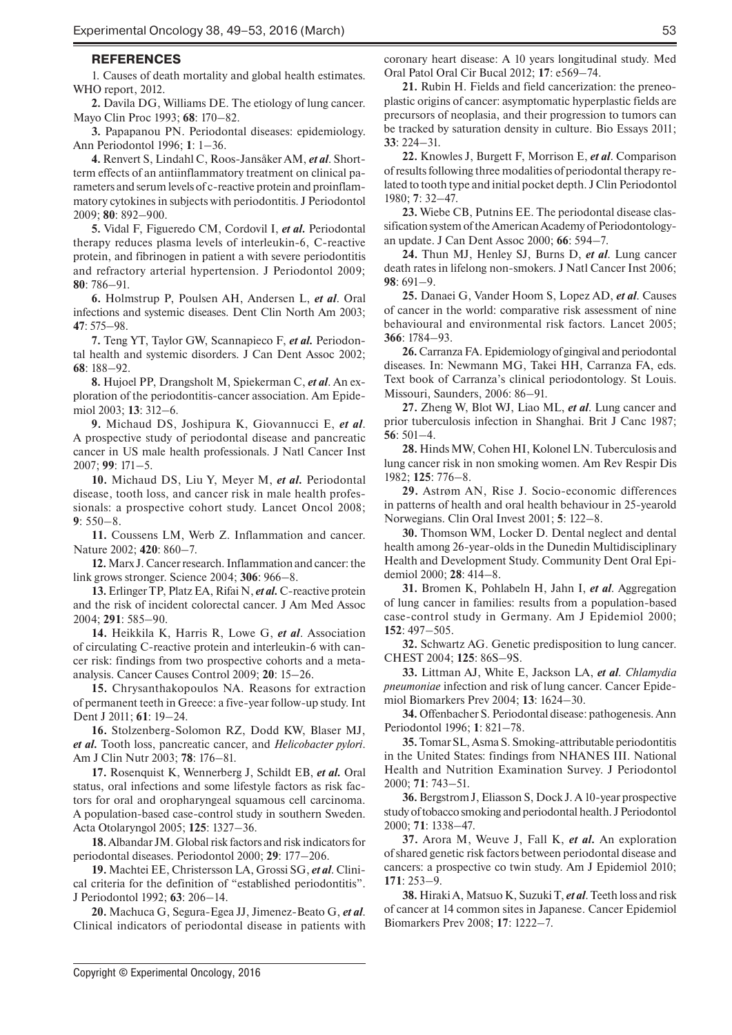## REFERENCES

1. Causes of death mortality and global health estimates. WHO report, 2012.

**2.** Davila DG, Williams DE. The etiology of lung cancer. Mayo Clin Proc 1993; **68**: 170–82.

**3.** Papapanou PN. Periodontal diseases: epidemiology. Ann Periodontol 1996; **1**: 1–36.

**4.** Renvert S, Lindahl C, Roos-Jansåker AM, ***et al***. Short-term effects of an antiinflammatory treatment on clinical parameters and serum levels of c-reactive protein and proinflammatory cytokines in subjects with periodontitis. J Periodontol 2009; **80**: 892–900.

**5.** Vidal F, Figueredo CM, Cordovil I, ***et al.*** Periodontal therapy reduces plasma levels of interleukin-6, C-reactive protein, and fibrinogen in patient a with severe periodontitis and refractory arterial hypertension. J Periodontol 2009; **80**: 786–91.

**6.** Holmstrup P, Poulsen AH, Andersen L, ***et al***. Oral infections and systemic diseases. Dent Clin North Am 2003; **47**: 575–98.

**7.** Teng YT, Taylor GW, Scannapieco F, ***et al.*** Periodontal health and systemic disorders. J Can Dent Assoc 2002; **68**: 188–92.

**8.** Hujoel PP, Drangsholt M, Spiekerman C, ***et al***. An exploration of the periodontitis-cancer association. Am Epidemiol 2003; **13**: 312–6.

**9.** Michaud DS, Joshipura K, Giovannucci E, ***et al***. A prospective study of periodontal disease and pancreatic cancer in US male health professionals. J Natl Cancer Inst 2007; **99**: 171–5.

**10.** Michaud DS, Liu Y, Meyer M, ***et al.*** Periodontal disease, tooth loss, and cancer risk in male health professionals: a prospective cohort study. Lancet Oncol 2008; **9**: 550–8.

**11.** Coussens LM, Werb Z. Inflammation and cancer. Nature 2002; **420**: 860–7.

**12.** Marx J. Cancer research. Inflammation and cancer: the link grows stronger. Science 2004; **306**: 966–8.

**13.** Erlinger TP, Platz EA, Rifai N, ***et al.*** C-reactive protein and the risk of incident colorectal cancer. J Am Med Assoc 2004; **291**: 585–90.

**14.** Heikkila K, Harris R, Lowe G, ***et al***. Association of circulating C-reactive protein and interleukin-6 with cancer risk: findings from two prospective cohorts and a meta-analysis. Cancer Causes Control 2009; **20**: 15–26.

**15.** Chrysanthakopoulos NA. Reasons for extraction of permanent teeth in Greece: a five-year follow-up study. Int Dent J 2011; **61**: 19–24.

**16.** Stolzenberg-Solomon RZ, Dodd KW, Blaser MJ, ***et al.*** Tooth loss, pancreatic cancer, and *Helicobacter pylori*. Am J Clin Nutr 2003; **78**: 176–81.

**17.** Rosenquist K, Wennerberg J, Schildt EB, ***et al.*** Oral status, oral infections and some lifestyle factors as risk factors for oral and oropharyngeal squamous cell carcinoma. A population-based case-control study in southern Sweden. Acta Otolaryngol 2005; **125**: 1327–36.

**18.** Albandar JM. Global risk factors and risk indicators for periodontal diseases. Periodontol 2000; **29**: 177–206.

**19.** Machtei EE, Christersson LA, Grossi SG, ***et al***. Clinical criteria for the definition of "established periodontitis". J Periodontol 1992; **63**: 206–14.

**20.** Machuca G, Segura-Egea JJ, Jimenez-Beato G, ***et al***. Clinical indicators of periodontal disease in patients with coronary heart disease: A 10 years longitudinal study. Med Oral Patol Oral Cir Bucal 2012; **17**: e569–74.

**21.** Rubin H. Fields and field cancerization: the preneoplastic origins of cancer: asymptomatic hyperplastic fields are precursors of neoplasia, and their progression to tumors can be tracked by saturation density in culture. Bio Essays 2011; **33**: 224–31.

**22.** Knowles J, Burgett F, Morrison E, ***et al***. Comparison of results following three modalities of periodontal therapy related to tooth type and initial pocket depth. J Clin Periodontol 1980; **7**: 32–47.

**23.** Wiebe CB, Putnins EE. The periodontal disease classification system of the American Academy of Periodontology-an update. J Can Dent Assoc 2000; **66**: 594–7.

**24.** Thun MJ, Henley SJ, Burns D, ***et al***. Lung cancer death rates in lifelong non-smokers. J Natl Cancer Inst 2006; **98**: 691–9.

**25.** Danaei G, Vander Hoom S, Lopez AD, ***et al***. Causes of cancer in the world: comparative risk assessment of nine behavioural and environmental risk factors. Lancet 2005; **366**: 1784–93.

**26.** Carranza FA. Epidemiology of gingival and periodontal diseases. In: Newmann MG, Takei HH, Carranza FA, eds. Text book of Carranza's clinical periodontology. St Louis. Missouri, Saunders, 2006: 86–91.

**27.** Zheng W, Blot WJ, Liao ML, ***et al***. Lung cancer and prior tuberculosis infection in Shanghai. Brit J Canc 1987; **56**: 501–4.

**28.** Hinds MW, Cohen HI, Kolonel LN. Tuberculosis and lung cancer risk in non smoking women. Am Rev Respir Dis 1982; **125**: 776–8.

**29.** Astrøm AN, Rise J. Socio-economic differences in patterns of health and oral health behaviour in 25-yearold Norwegians. Clin Oral Invest 2001; **5**: 122–8.

**30.** Thomson WM, Locker D. Dental neglect and dental health among 26-year-olds in the Dunedin Multidisciplinary Health and Development Study. Community Dent Oral Epidemiol 2000; **28**: 414–8.

**31.** Bromen K, Pohlabeln H, Jahn I, ***et al***. Aggregation of lung cancer in families: results from a population-based case-control study in Germany. Am J Epidemiol 2000; **152**: 497–505.

**32.** Schwartz AG. Genetic predisposition to lung cancer. CHEST 2004; **125**: 86S–9S.

**33.** Littman AJ, White E, Jackson LA, ***et al***. *Chlamydia pneumoniae* infection and risk of lung cancer. Cancer Epidemiol Biomarkers Prev 2004; **13**: 1624–30.

**34.** Offenbacher S. Periodontal disease: pathogenesis. Ann Periodontol 1996; **1**: 821–78.

**35.** Tomar SL, Asma S. Smoking-attributable periodontitis in the United States: findings from NHANES III. National Health and Nutrition Examination Survey. J Periodontol 2000; **71**: 743–51.

**36.** Bergstrom J, Eliasson S, Dock J. A 10-year prospective study of tobacco smoking and periodontal health. J Periodontol 2000; **71**: 1338–47.

**37.** Arora M, Weuve J, Fall K, ***et al.*** An exploration of shared genetic risk factors between periodontal disease and cancers: a prospective co twin study. Am J Epidemiol 2010; **171**: 253–9.

**38.** Hiraki A, Matsuo K, Suzuki T, ***et al***. Teeth loss and risk of cancer at 14 common sites in Japanese. Cancer Epidemiol Biomarkers Prev 2008; **17**: 1222–7.

Copyright © Experimental Oncology, 2016